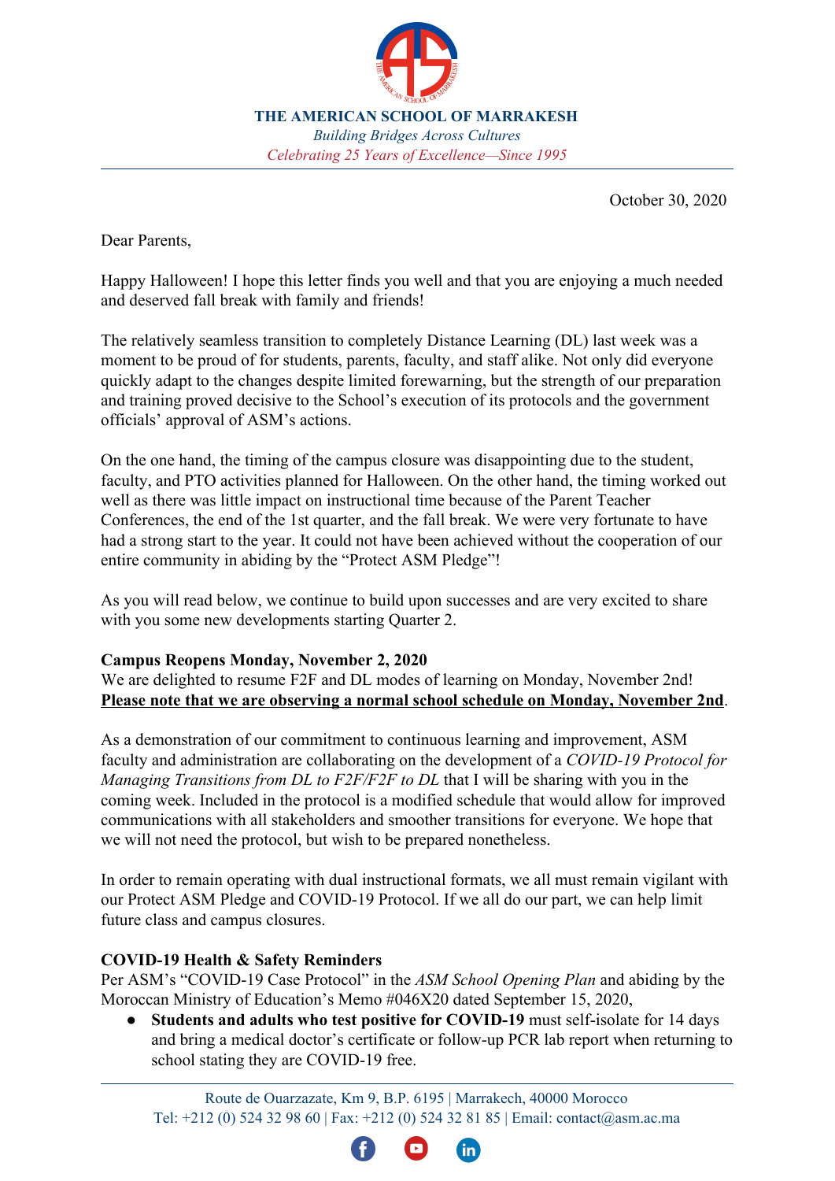**THE AMERICAN SCHOOL OF MARRAKESH**

*Building Bridges Across Cultures*

*Celebrating 25 Years of Excellence—Since 1995*

October 30, 2020

Dear Parents,

Happy Halloween! I hope this letter finds you well and that you are enjoying a much needed and deserved fall break with family and friends!

The relatively seamless transition to completely Distance Learning (DL) last week was a moment to be proud of for students, parents, faculty, and staff alike. Not only did everyone quickly adapt to the changes despite limited forewarning, but the strength of our preparation and training proved decisive to the School's execution of its protocols and the government officials' approval of ASM's actions.

On the one hand, the timing of the campus closure was disappointing due to the student, faculty, and PTO activities planned for Halloween. On the other hand, the timing worked out well as there was little impact on instructional time because of the Parent Teacher Conferences, the end of the 1st quarter, and the fall break. We were very fortunate to have had a strong start to the year. It could not have been achieved without the cooperation of our entire community in abiding by the "Protect ASM Pledge"!

As you will read below, we continue to build upon successes and are very excited to share with you some new developments starting Quarter 2.

**Campus Reopens Monday, November 2, 2020**

We are delighted to resume F2F and DL modes of learning on Monday, November 2nd! **Please note that we are observing a normal school schedule on Monday, November 2nd**.

As a demonstration of our commitment to continuous learning and improvement, ASM faculty and administration are collaborating on the development of a *COVID-19 Protocol for Managing Transitions from DL to F2F/F2F to DL* that I will be sharing with you in the coming week. Included in the protocol is a modified schedule that would allow for improved communications with all stakeholders and smoother transitions for everyone. We hope that we will not need the protocol, but wish to be prepared nonetheless.

In order to remain operating with dual instructional formats, we all must remain vigilant with our Protect ASM Pledge and COVID-19 Protocol. If we all do our part, we can help limit future class and campus closures.

**COVID-19 Health & Safety Reminders**

Per ASM's "COVID-19 Case Protocol" in the *ASM School Opening Plan* and abiding by the Moroccan Ministry of Education's Memo #046X20 dated September 15, 2020,

- **Students and adults who test positive for COVID-19** must self-isolate for 14 days and bring a medical doctor's certificate or follow-up PCR lab report when returning to school stating they are COVID-19 free.

Route de Ouarzazate, Km 9, B.P. 6195 | Marrakech, 40000 Morocco
Tel: +212 (0) 524 32 98 60 | Fax: +212 (0) 524 32 81 85 | Email: contact@asm.ac.ma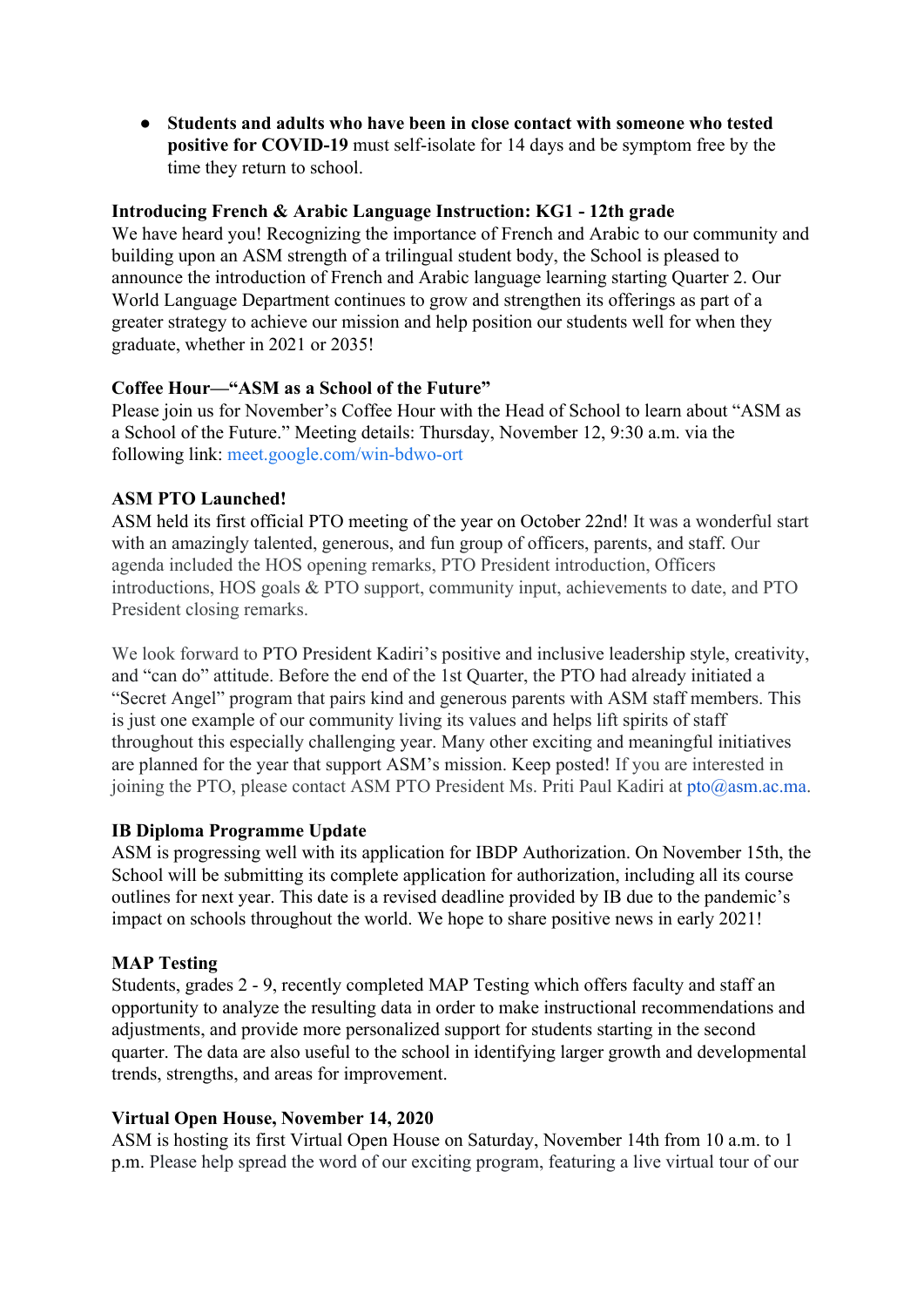- **Students and adults who have been in close contact with someone who tested positive for COVID-19** must self-isolate for 14 days and be symptom free by the time they return to school.

**Introducing French & Arabic Language Instruction: KG1 - 12th grade**
We have heard you! Recognizing the importance of French and Arabic to our community and building upon an ASM strength of a trilingual student body, the School is pleased to announce the introduction of French and Arabic language learning starting Quarter 2. Our World Language Department continues to grow and strengthen its offerings as part of a greater strategy to achieve our mission and help position our students well for when they graduate, whether in 2021 or 2035!

**Coffee Hour—"ASM as a School of the Future"**
Please join us for November's Coffee Hour with the Head of School to learn about "ASM as a School of the Future." Meeting details: Thursday, November 12, 9:30 a.m. via the following link: meet.google.com/win-bdwo-ort

**ASM PTO Launched!**
ASM held its first official PTO meeting of the year on October 22nd! It was a wonderful start with an amazingly talented, generous, and fun group of officers, parents, and staff. Our agenda included the HOS opening remarks, PTO President introduction, Officers introductions, HOS goals & PTO support, community input, achievements to date, and PTO President closing remarks.

We look forward to PTO President Kadiri's positive and inclusive leadership style, creativity, and "can do" attitude. Before the end of the 1st Quarter, the PTO had already initiated a "Secret Angel" program that pairs kind and generous parents with ASM staff members. This is just one example of our community living its values and helps lift spirits of staff throughout this especially challenging year. Many other exciting and meaningful initiatives are planned for the year that support ASM's mission. Keep posted! If you are interested in joining the PTO, please contact ASM PTO President Ms. Priti Paul Kadiri at pto@asm.ac.ma.

**IB Diploma Programme Update**
ASM is progressing well with its application for IBDP Authorization. On November 15th, the School will be submitting its complete application for authorization, including all its course outlines for next year. This date is a revised deadline provided by IB due to the pandemic's impact on schools throughout the world. We hope to share positive news in early 2021!

**MAP Testing**
Students, grades 2 - 9, recently completed MAP Testing which offers faculty and staff an opportunity to analyze the resulting data in order to make instructional recommendations and adjustments, and provide more personalized support for students starting in the second quarter. The data are also useful to the school in identifying larger growth and developmental trends, strengths, and areas for improvement.

**Virtual Open House, November 14, 2020**
ASM is hosting its first Virtual Open House on Saturday, November 14th from 10 a.m. to 1 p.m. Please help spread the word of our exciting program, featuring a live virtual tour of our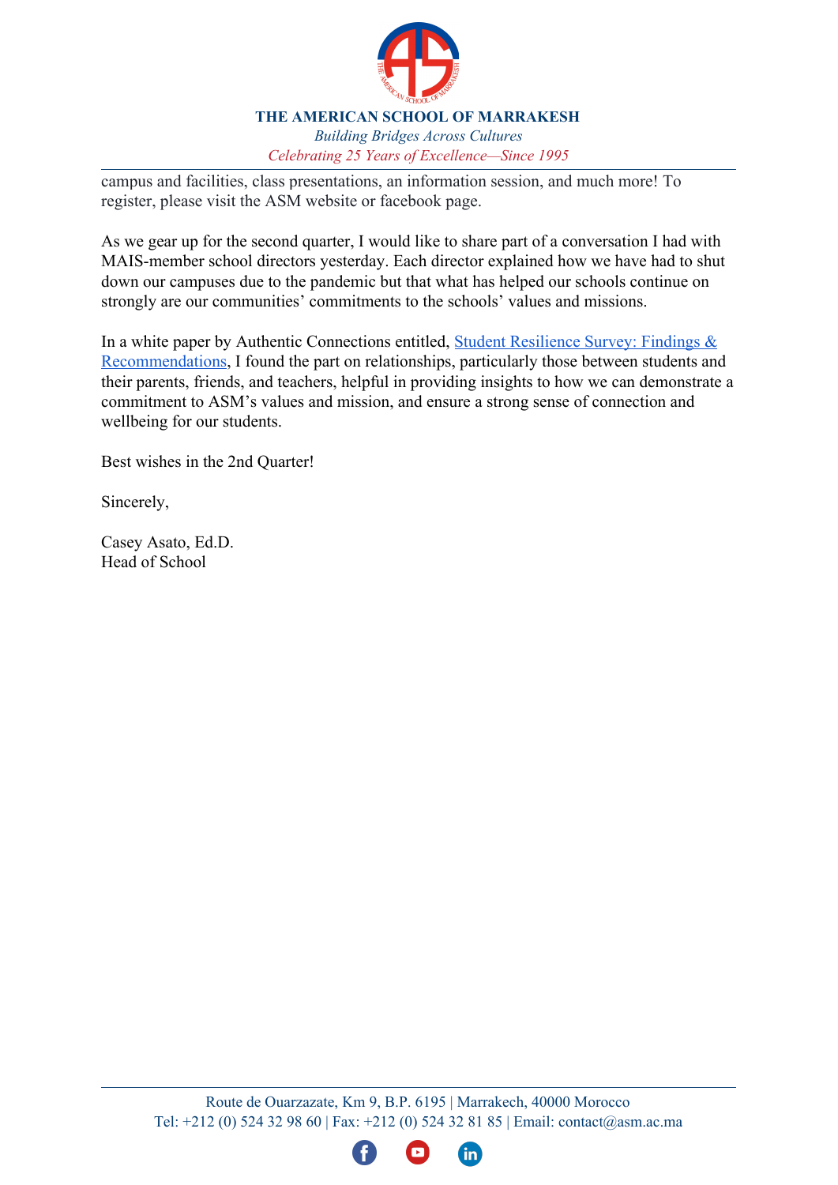campus and facilities, class presentations, an information session, and much more! To register, please visit the ASM website or facebook page.

As we gear up for the second quarter, I would like to share part of a conversation I had with MAIS-member school directors yesterday. Each director explained how we have had to shut down our campuses due to the pandemic but that what has helped our schools continue on strongly are our communities' commitments to the schools' values and missions.

In a white paper by Authentic Connections entitled, Student Resilience Survey: Findings & Recommendations, I found the part on relationships, particularly those between students and their parents, friends, and teachers, helpful in providing insights to how we can demonstrate a commitment to ASM's values and mission, and ensure a strong sense of connection and wellbeing for our students.

Best wishes in the 2nd Quarter!

Sincerely,

Casey Asato, Ed.D.
Head of School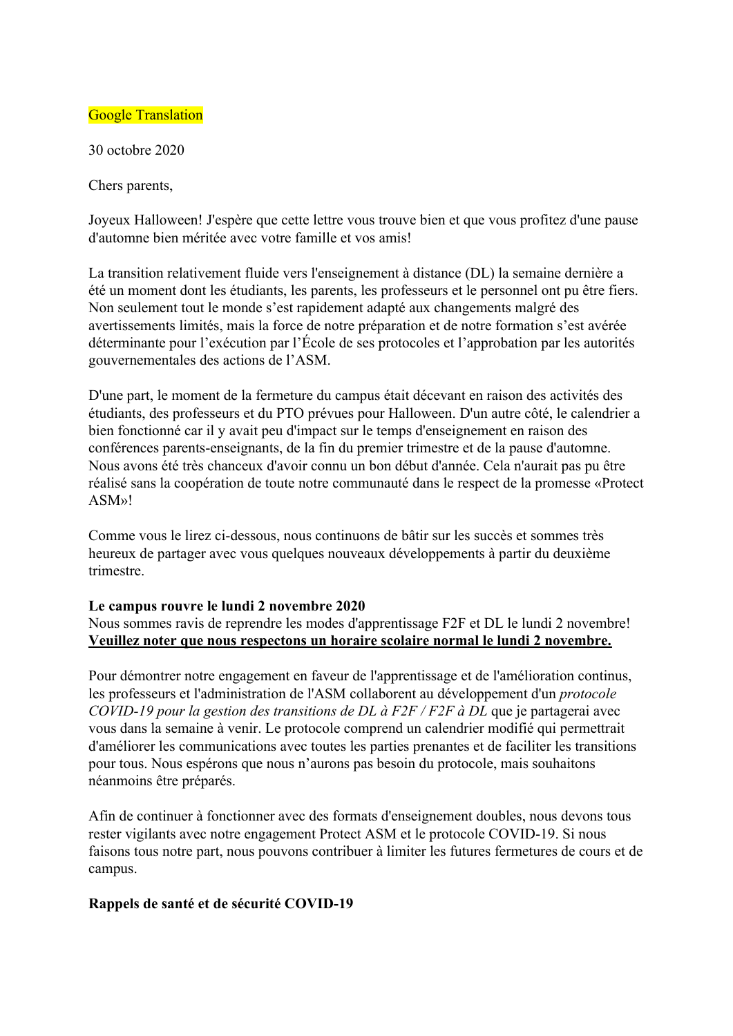Google Translation

30 octobre 2020

Chers parents,

Joyeux Halloween! J'espère que cette lettre vous trouve bien et que vous profitez d'une pause d'automne bien méritée avec votre famille et vos amis!

La transition relativement fluide vers l'enseignement à distance (DL) la semaine dernière a été un moment dont les étudiants, les parents, les professeurs et le personnel ont pu être fiers. Non seulement tout le monde s'est rapidement adapté aux changements malgré des avertissements limités, mais la force de notre préparation et de notre formation s'est avérée déterminante pour l'exécution par l'École de ses protocoles et l'approbation par les autorités gouvernementales des actions de l'ASM.

D'une part, le moment de la fermeture du campus était décevant en raison des activités des étudiants, des professeurs et du PTO prévues pour Halloween. D'un autre côté, le calendrier a bien fonctionné car il y avait peu d'impact sur le temps d'enseignement en raison des conférences parents-enseignants, de la fin du premier trimestre et de la pause d'automne. Nous avons été très chanceux d'avoir connu un bon début d'année. Cela n'aurait pas pu être réalisé sans la coopération de toute notre communauté dans le respect de la promesse «Protect ASM»!

Comme vous le lirez ci-dessous, nous continuons de bâtir sur les succès et sommes très heureux de partager avec vous quelques nouveaux développements à partir du deuxième trimestre.

**Le campus rouvre le lundi 2 novembre 2020**
Nous sommes ravis de reprendre les modes d'apprentissage F2F et DL le lundi 2 novembre!
**<u>Veuillez noter que nous respectons un horaire scolaire normal le lundi 2 novembre.</u>**

Pour démontrer notre engagement en faveur de l'apprentissage et de l'amélioration continus, les professeurs et l'administration de l'ASM collaborent au développement d'un *protocole COVID-19 pour la gestion des transitions de DL à F2F / F2F à DL* que je partagerai avec vous dans la semaine à venir. Le protocole comprend un calendrier modifié qui permettrait d'améliorer les communications avec toutes les parties prenantes et de faciliter les transitions pour tous. Nous espérons que nous n'aurons pas besoin du protocole, mais souhaitons néanmoins être préparés.

Afin de continuer à fonctionner avec des formats d'enseignement doubles, nous devons tous rester vigilants avec notre engagement Protect ASM et le protocole COVID-19. Si nous faisons tous notre part, nous pouvons contribuer à limiter les futures fermetures de cours et de campus.

**Rappels de santé et de sécurité COVID-19**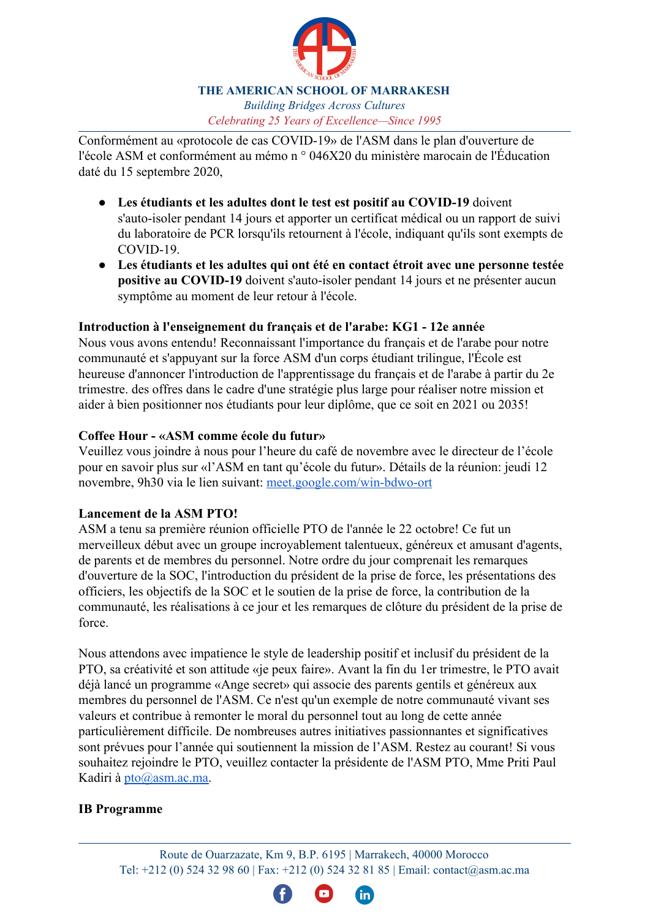Conformément au «protocole de cas COVID-19» de l'ASM dans le plan d'ouverture de l'école ASM et conformément au mémo n ° 046X20 du ministère marocain de l'Éducation daté du 15 septembre 2020,

- **Les étudiants et les adultes dont le test est positif au COVID-19** doivent s'auto-isoler pendant 14 jours et apporter un certificat médical ou un rapport de suivi du laboratoire de PCR lorsqu'ils retournent à l'école, indiquant qu'ils sont exempts de COVID-19.
- **Les étudiants et les adultes qui ont été en contact étroit avec une personne testée positive au COVID-19** doivent s'auto-isoler pendant 14 jours et ne présenter aucun symptôme au moment de leur retour à l'école.

**Introduction à l'enseignement du français et de l'arabe: KG1 - 12e année**
Nous vous avons entendu! Reconnaissant l'importance du français et de l'arabe pour notre communauté et s'appuyant sur la force ASM d'un corps étudiant trilingue, l'École est heureuse d'annoncer l'introduction de l'apprentissage du français et de l'arabe à partir du 2e trimestre. des offres dans le cadre d'une stratégie plus large pour réaliser notre mission et aider à bien positionner nos étudiants pour leur diplôme, que ce soit en 2021 ou 2035!

**Coffee Hour - «ASM comme école du futur»**
Veuillez vous joindre à nous pour l'heure du café de novembre avec le directeur de l'école pour en savoir plus sur «l'ASM en tant qu'école du futur». Détails de la réunion: jeudi 12 novembre, 9h30 via le lien suivant: [meet.google.com/win-bdwo-ort](https://meet.google.com/win-bdwo-ort)

**Lancement de la ASM PTO!**
ASM a tenu sa première réunion officielle PTO de l'année le 22 octobre! Ce fut un merveilleux début avec un groupe incroyablement talentueux, généreux et amusant d'agents, de parents et de membres du personnel. Notre ordre du jour comprenait les remarques d'ouverture de la SOC, l'introduction du président de la prise de force, les présentations des officiers, les objectifs de la SOC et le soutien de la prise de force, la contribution de la communauté, les réalisations à ce jour et les remarques de clôture du président de la prise de force.

Nous attendons avec impatience le style de leadership positif et inclusif du président de la PTO, sa créativité et son attitude «je peux faire». Avant la fin du 1er trimestre, le PTO avait déjà lancé un programme «Ange secret» qui associe des parents gentils et généreux aux membres du personnel de l'ASM. Ce n'est qu'un exemple de notre communauté vivant ses valeurs et contribue à remonter le moral du personnel tout au long de cette année particulièrement difficile. De nombreuses autres initiatives passionnantes et significatives sont prévues pour l'année qui soutiennent la mission de l'ASM. Restez au courant! Si vous souhaitez rejoindre le PTO, veuillez contacter la présidente de l'ASM PTO, Mme Priti Paul Kadiri à [pto@asm.ac.ma](mailto:pto@asm.ac.ma).

**IB Programme**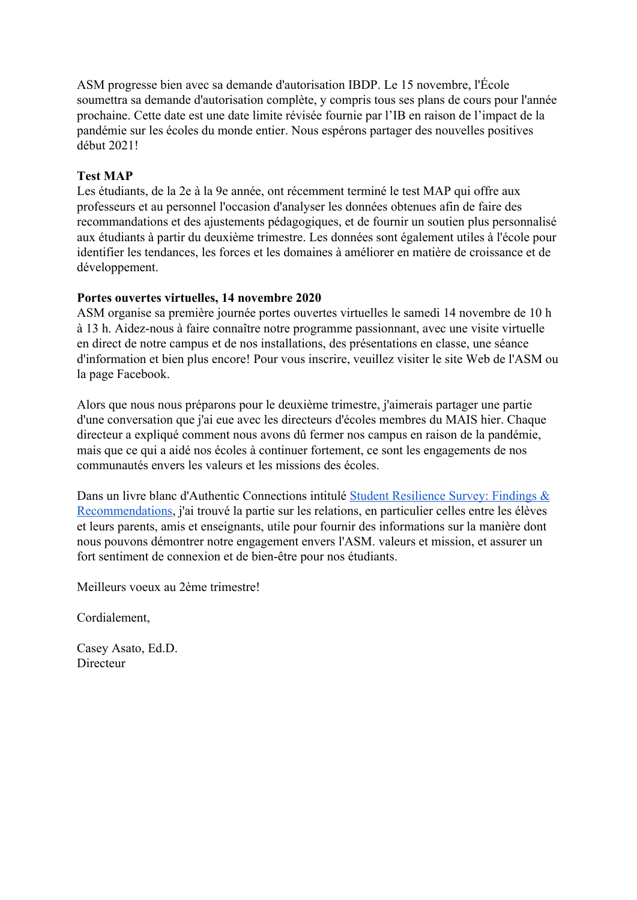ASM progresse bien avec sa demande d'autorisation IBDP. Le 15 novembre, l'École soumettra sa demande d'autorisation complète, y compris tous ses plans de cours pour l'année prochaine. Cette date est une date limite révisée fournie par l'IB en raison de l'impact de la pandémie sur les écoles du monde entier. Nous espérons partager des nouvelles positives début 2021!

**Test MAP**

Les étudiants, de la 2e à la 9e année, ont récemment terminé le test MAP qui offre aux professeurs et au personnel l'occasion d'analyser les données obtenues afin de faire des recommandations et des ajustements pédagogiques, et de fournir un soutien plus personnalisé aux étudiants à partir du deuxième trimestre. Les données sont également utiles à l'école pour identifier les tendances, les forces et les domaines à améliorer en matière de croissance et de développement.

**Portes ouvertes virtuelles, 14 novembre 2020**

ASM organise sa première journée portes ouvertes virtuelles le samedi 14 novembre de 10 h à 13 h. Aidez-nous à faire connaître notre programme passionnant, avec une visite virtuelle en direct de notre campus et de nos installations, des présentations en classe, une séance d'information et bien plus encore! Pour vous inscrire, veuillez visiter le site Web de l'ASM ou la page Facebook.

Alors que nous nous préparons pour le deuxième trimestre, j'aimerais partager une partie d'une conversation que j'ai eue avec les directeurs d'écoles membres du MAIS hier. Chaque directeur a expliqué comment nous avons dû fermer nos campus en raison de la pandémie, mais que ce qui a aidé nos écoles à continuer fortement, ce sont les engagements de nos communautés envers les valeurs et les missions des écoles.

Dans un livre blanc d'Authentic Connections intitulé Student Resilience Survey: Findings & Recommendations, j'ai trouvé la partie sur les relations, en particulier celles entre les élèves et leurs parents, amis et enseignants, utile pour fournir des informations sur la manière dont nous pouvons démontrer notre engagement envers l'ASM. valeurs et mission, et assurer un fort sentiment de connexion et de bien-être pour nos étudiants.

Meilleurs voeux au 2ème trimestre!

Cordialement,

Casey Asato, Ed.D.
Directeur